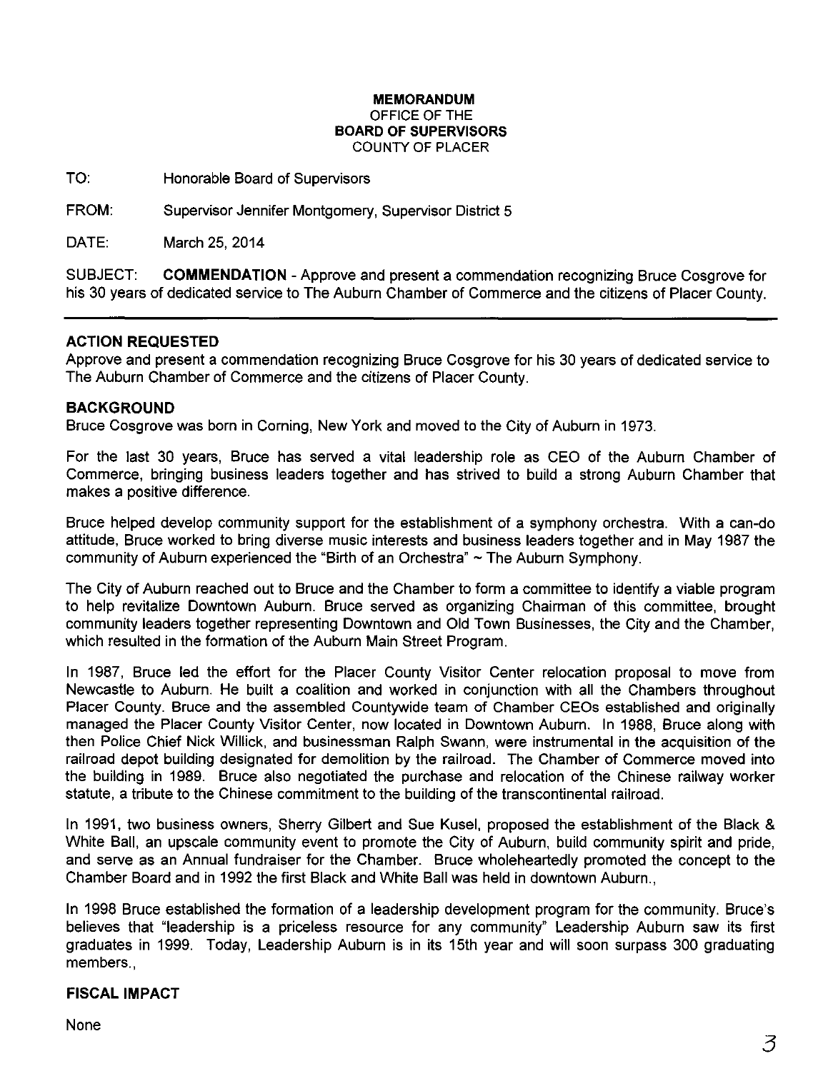**MEMORANDUM**
OFFICE OF THE
**BOARD OF SUPERVISORS**
COUNTY OF PLACER

TO: Honorable Board of Supervisors

FROM: Supervisor Jennifer Montgomery, Supervisor District 5

DATE: March 25, 2014

SUBJECT: **COMMENDATION** - Approve and present a commendation recognizing Bruce Cosgrove for his 30 years of dedicated service to The Auburn Chamber of Commerce and the citizens of Placer County.

---

## ACTION REQUESTED

Approve and present a commendation recognizing Bruce Cosgrove for his 30 years of dedicated service to The Auburn Chamber of Commerce and the citizens of Placer County.

## BACKGROUND

Bruce Cosgrove was born in Corning, New York and moved to the City of Auburn in 1973.

For the last 30 years, Bruce has served a vital leadership role as CEO of the Auburn Chamber of Commerce, bringing business leaders together and has strived to build a strong Auburn Chamber that makes a positive difference.

Bruce helped develop community support for the establishment of a symphony orchestra. With a can-do attitude, Bruce worked to bring diverse music interests and business leaders together and in May 1987 the community of Auburn experienced the "Birth of an Orchestra" ~ The Auburn Symphony.

The City of Auburn reached out to Bruce and the Chamber to form a committee to identify a viable program to help revitalize Downtown Auburn. Bruce served as organizing Chairman of this committee, brought community leaders together representing Downtown and Old Town Businesses, the City and the Chamber, which resulted in the formation of the Auburn Main Street Program.

In 1987, Bruce led the effort for the Placer County Visitor Center relocation proposal to move from Newcastle to Auburn. He built a coalition and worked in conjunction with all the Chambers throughout Placer County. Bruce and the assembled Countywide team of Chamber CEOs established and originally managed the Placer County Visitor Center, now located in Downtown Auburn. In 1988, Bruce along with then Police Chief Nick Willick, and businessman Ralph Swann, were instrumental in the acquisition of the railroad depot building designated for demolition by the railroad. The Chamber of Commerce moved into the building in 1989. Bruce also negotiated the purchase and relocation of the Chinese railway worker statute, a tribute to the Chinese commitment to the building of the transcontinental railroad.

In 1991, two business owners, Sherry Gilbert and Sue Kusel, proposed the establishment of the Black & White Ball, an upscale community event to promote the City of Auburn, build community spirit and pride, and serve as an Annual fundraiser for the Chamber. Bruce wholeheartedly promoted the concept to the Chamber Board and in 1992 the first Black and White Ball was held in downtown Auburn.,

In 1998 Bruce established the formation of a leadership development program for the community. Bruce's believes that "leadership is a priceless resource for any community" Leadership Auburn saw its first graduates in 1999. Today, Leadership Auburn is in its 15th year and will soon surpass 300 graduating members.,

## FISCAL IMPACT

None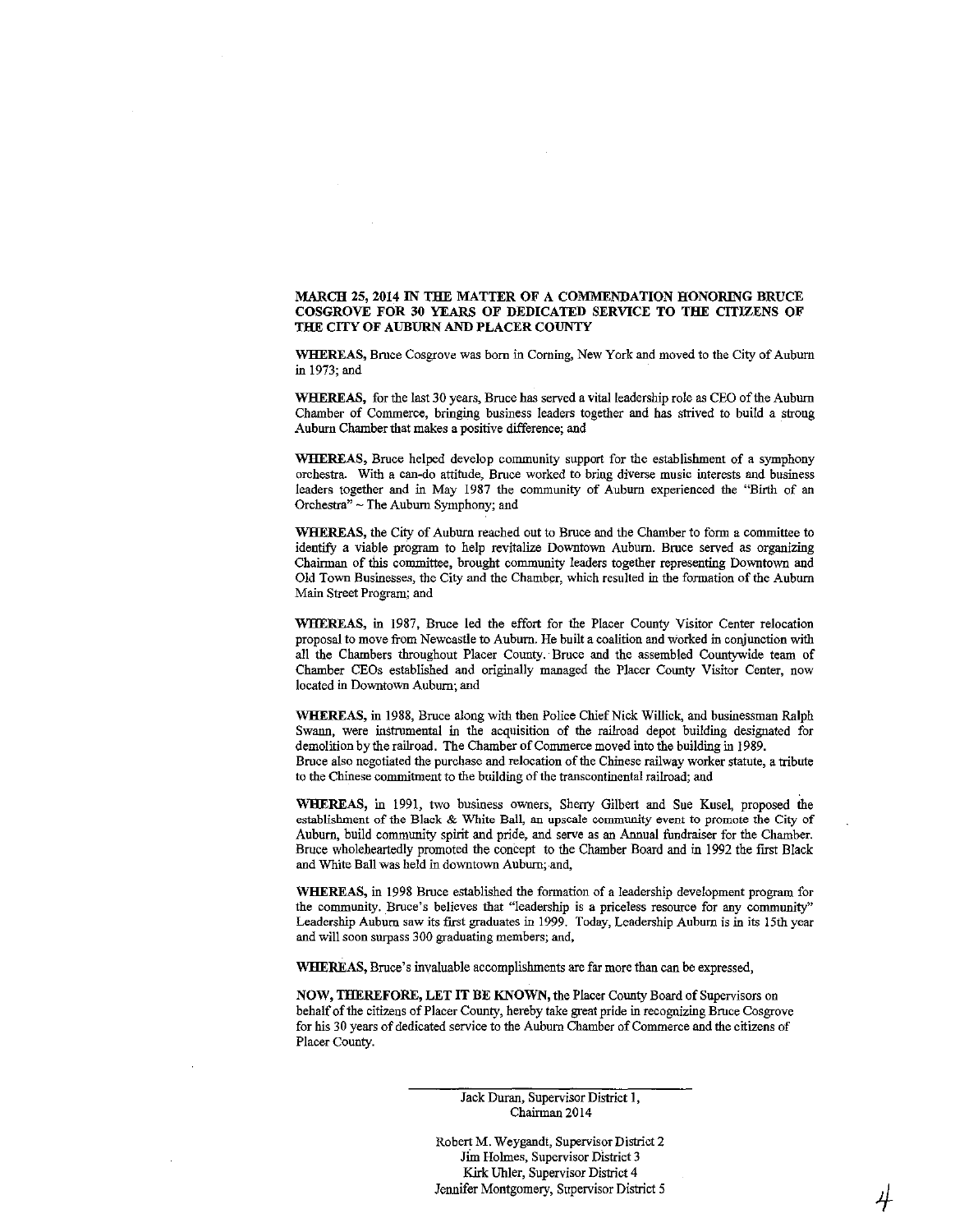**MARCH 25, 2014 IN THE MATTER OF A COMMENDATION HONORING BRUCE COSGROVE FOR 30 YEARS OF DEDICATED SERVICE TO THE CITIZENS OF THE CITY OF AUBURN AND PLACER COUNTY**

**WHEREAS,** Bruce Cosgrove was born in Corning, New York and moved to the City of Auburn in 1973; and

**WHEREAS,** for the last 30 years, Bruce has served a vital leadership role as CEO of the Auburn Chamber of Commerce, bringing business leaders together and has strived to build a strong Auburn Chamber that makes a positive difference; and

**WHEREAS,** Bruce helped develop community support for the establishment of a symphony orchestra. With a can-do attitude, Bruce worked to bring diverse music interests and business leaders together and in May 1987 the community of Auburn experienced the "Birth of an Orchestra" ~ The Auburn Symphony; and

**WHEREAS,** the City of Auburn reached out to Bruce and the Chamber to form a committee to identify a viable program to help revitalize Downtown Auburn. Bruce served as organizing Chairman of this committee, brought community leaders together representing Downtown and Old Town Businesses, the City and the Chamber, which resulted in the formation of the Auburn Main Street Program; and

**WHEREAS,** in 1987, Bruce led the effort for the Placer County Visitor Center relocation proposal to move from Newcastle to Auburn. He built a coalition and worked in conjunction with all the Chambers throughout Placer County. Bruce and the assembled Countywide team of Chamber CEOs established and originally managed the Placer County Visitor Center, now located in Downtown Auburn; and

**WHEREAS,** in 1988, Bruce along with then Police Chief Nick Willick, and businessman Ralph Swann, were instrumental in the acquisition of the railroad depot building designated for demolition by the railroad. The Chamber of Commerce moved into the building in 1989. Bruce also negotiated the purchase and relocation of the Chinese railway worker statute, a tribute to the Chinese commitment to the building of the transcontinental railroad; and

**WHEREAS,** in 1991, two business owners, Sherry Gilbert and Sue Kusel, proposed the establishment of the Black & White Ball, an upscale community event to promote the City of Auburn, build community spirit and pride, and serve as an Annual fundraiser for the Chamber. Bruce wholeheartedly promoted the concept to the Chamber Board and in 1992 the first Black and White Ball was held in downtown Auburn; and,

**WHEREAS,** in 1998 Bruce established the formation of a leadership development program for the community. Bruce's believes that "leadership is a priceless resource for any community" Leadership Auburn saw its first graduates in 1999. Today, Leadership Auburn is in its 15th year and will soon surpass 300 graduating members; and,

**WHEREAS,** Bruce's invaluable accomplishments are far more than can be expressed,

**NOW, THEREFORE, LET IT BE KNOWN,** the Placer County Board of Supervisors on behalf of the citizens of Placer County, hereby take great pride in recognizing Bruce Cosgrove for his 30 years of dedicated service to the Auburn Chamber of Commerce and the citizens of Placer County.

Jack Duran, Supervisor District 1,
Chairman 2014

Robert M. Weygandt, Supervisor District 2
Jim Holmes, Supervisor District 3
Kirk Uhler, Supervisor District 4
Jennifer Montgomery, Supervisor District 5